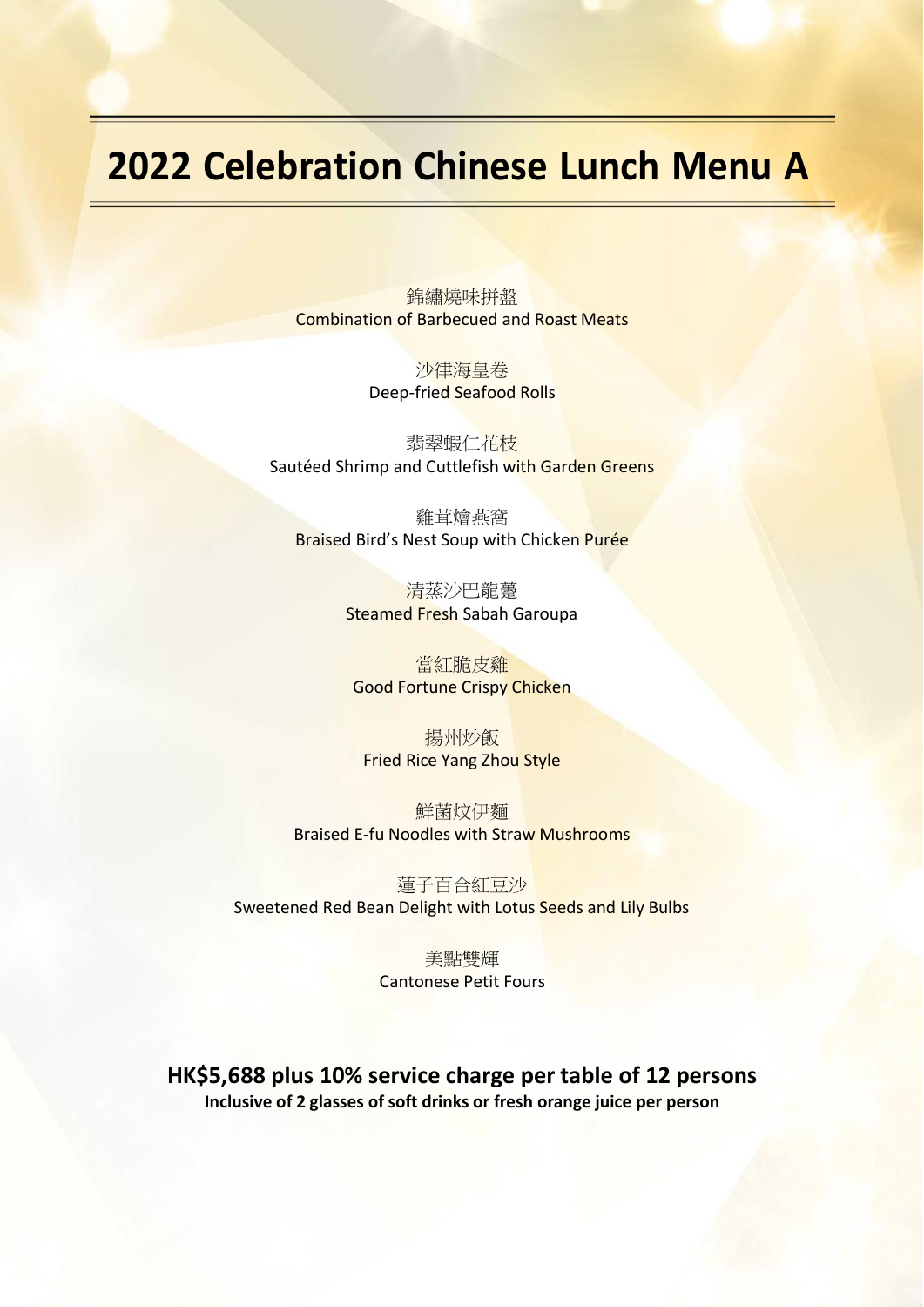# 2022 Celebration Chinese Lunch Menu A

錦繡燒味拼盤
Combination of Barbecued and Roast Meats

沙律海皇卷
Deep-fried Seafood Rolls

翡翠蝦仁花枝
Sautéed Shrimp and Cuttlefish with Garden Greens

雞茸燴燕窩
Braised Bird's Nest Soup with Chicken Purée

清蒸沙巴龍躉
Steamed Fresh Sabah Garoupa

當紅脆皮雞
Good Fortune Crispy Chicken

揚州炒飯
Fried Rice Yang Zhou Style

鮮菌炆伊麵
Braised E-fu Noodles with Straw Mushrooms

蓮子百合紅豆沙
Sweetened Red Bean Delight with Lotus Seeds and Lily Bulbs

美點雙輝
Cantonese Petit Fours

**HK$5,688 plus 10% service charge per table of 12 persons**
**Inclusive of 2 glasses of soft drinks or fresh orange juice per person**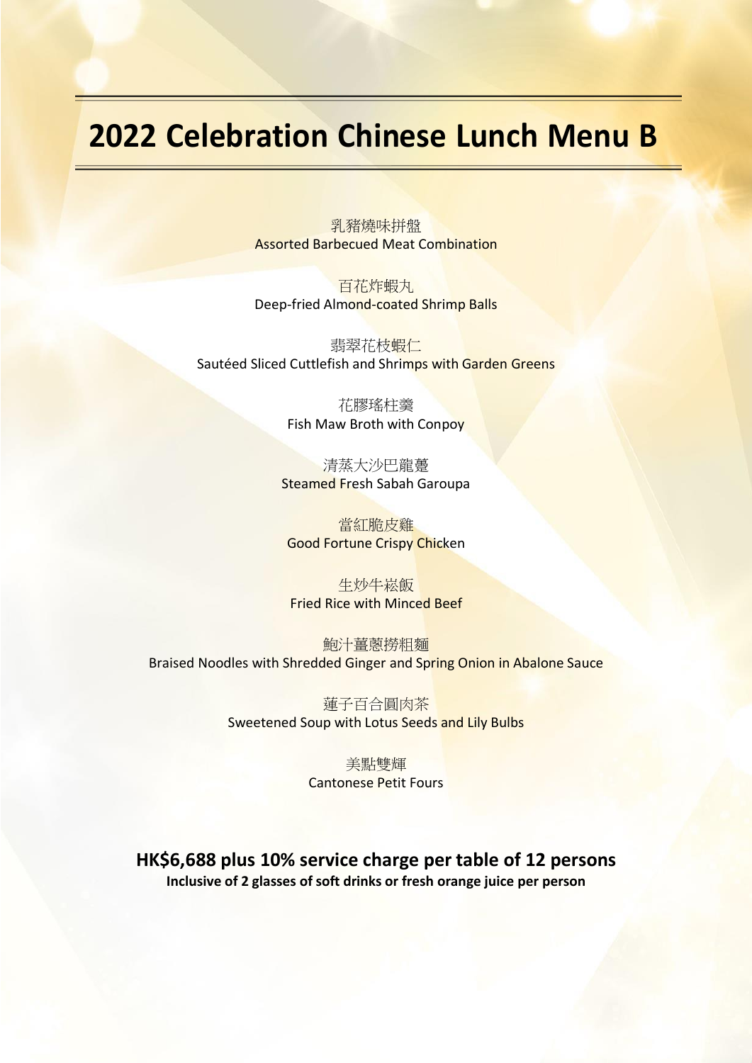# 2022 Celebration Chinese Lunch Menu B

乳豬燒味拼盤
Assorted Barbecued Meat Combination

百花炸蝦丸
Deep-fried Almond-coated Shrimp Balls

翡翠花枝蝦仁
Sautéed Sliced Cuttlefish and Shrimps with Garden Greens

花膠瑤柱羹
Fish Maw Broth with Conpoy

清蒸大沙巴龍躉
Steamed Fresh Sabah Garoupa

當紅脆皮雞
Good Fortune Crispy Chicken

生炒牛崧飯
Fried Rice with Minced Beef

鮑汁薑蔥撈粗麵
Braised Noodles with Shredded Ginger and Spring Onion in Abalone Sauce

蓮子百合圓肉茶
Sweetened Soup with Lotus Seeds and Lily Bulbs

美點雙輝
Cantonese Petit Fours

**HK$6,688 plus 10% service charge per table of 12 persons**

**Inclusive of 2 glasses of soft drinks or fresh orange juice per person**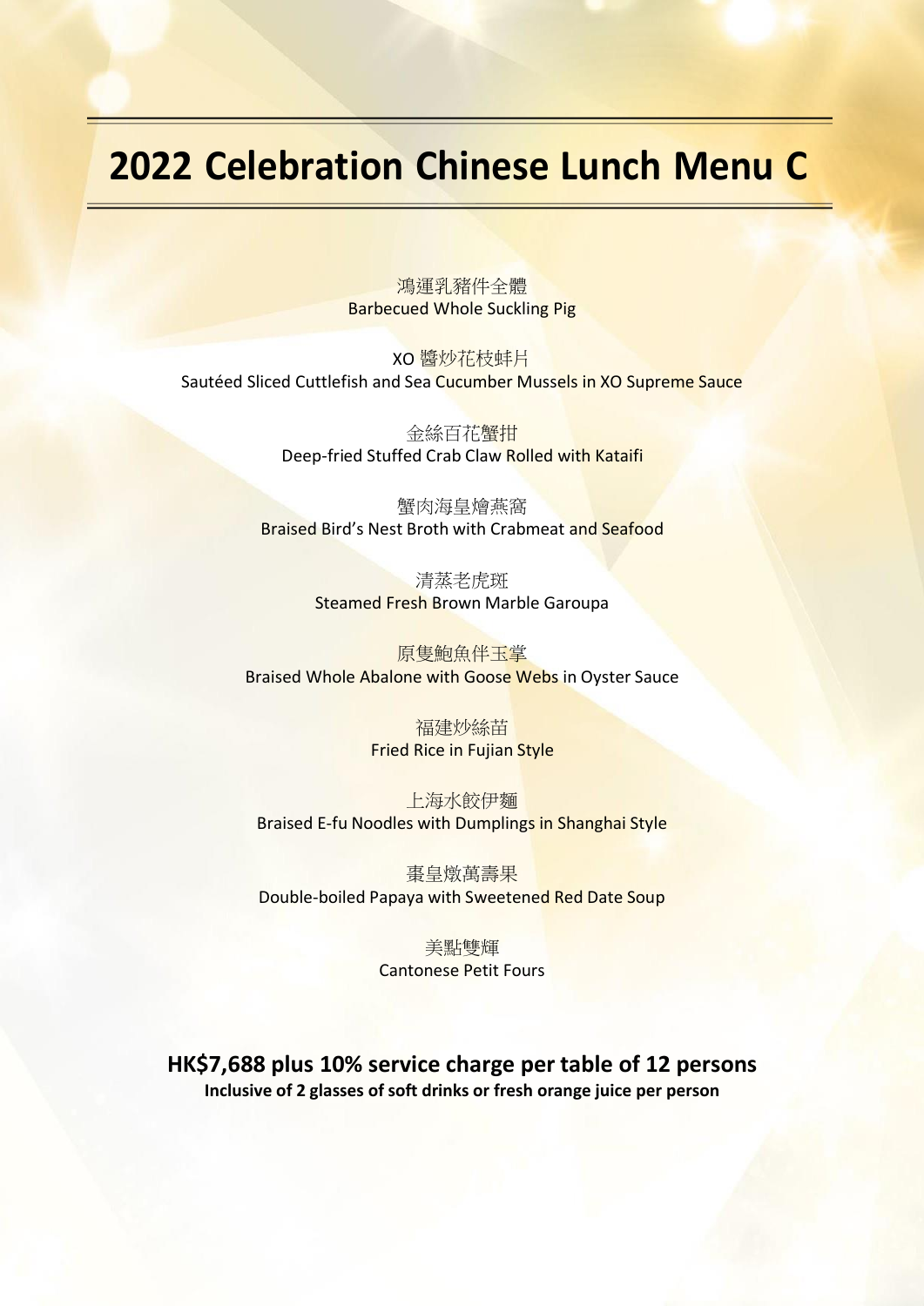# 2022 Celebration Chinese Lunch Menu C

鴻運乳豬件全體
Barbecued Whole Suckling Pig

XO 醬炒花枝蚌片
Sautéed Sliced Cuttlefish and Sea Cucumber Mussels in XO Supreme Sauce

金絲百花蟹拑
Deep-fried Stuffed Crab Claw Rolled with Kataifi

蟹肉海皇燴燕窩
Braised Bird's Nest Broth with Crabmeat and Seafood

清蒸老虎斑
Steamed Fresh Brown Marble Garoupa

原隻鮑魚伴玉掌
Braised Whole Abalone with Goose Webs in Oyster Sauce

福建炒絲苗
Fried Rice in Fujian Style

上海水餃伊麵
Braised E-fu Noodles with Dumplings in Shanghai Style

棗皇燉萬壽果
Double-boiled Papaya with Sweetened Red Date Soup

美點雙輝
Cantonese Petit Fours

**HK$7,688 plus 10% service charge per table of 12 persons**

**Inclusive of 2 glasses of soft drinks or fresh orange juice per person**